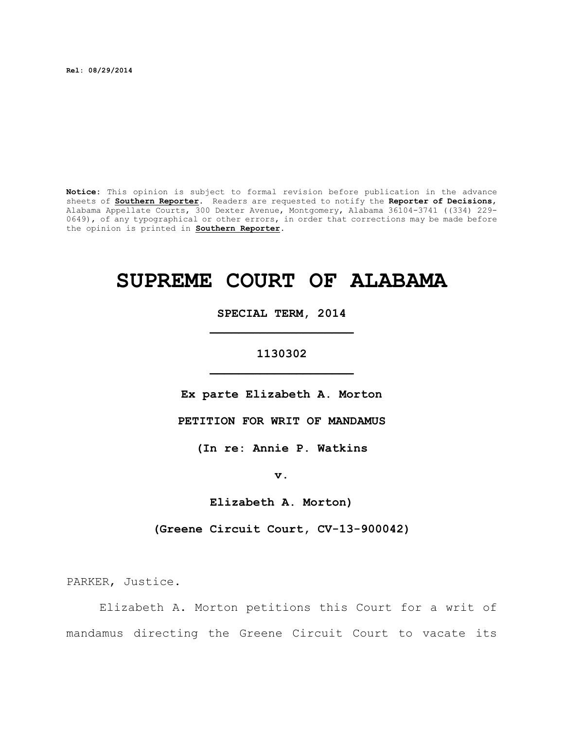Rel: 08/29/2014

**Notice:** This opinion is subject to formal revision before publication in the advance sheets of **Southern Reporter**. Readers are requested to notify the **Reporter of Decisions**, Alabama Appellate Courts, 300 Dexter Avenue, Montgomery, Alabama 36104-3741 ((334) 229-0649), of any typographical or other errors, in order that corrections may be made before the opinion is printed in **Southern Reporter**.

# SUPREME COURT OF ALABAMA

**SPECIAL TERM, 2014**

**1130302**

**Ex parte Elizabeth A. Morton**

**PETITION FOR WRIT OF MANDAMUS**

**(In re: Annie P. Watkins**

**v.**

**Elizabeth A. Morton)**

**(Greene Circuit Court, CV-13-900042)**

PARKER, Justice.

Elizabeth A. Morton petitions this Court for a writ of mandamus directing the Greene Circuit Court to vacate its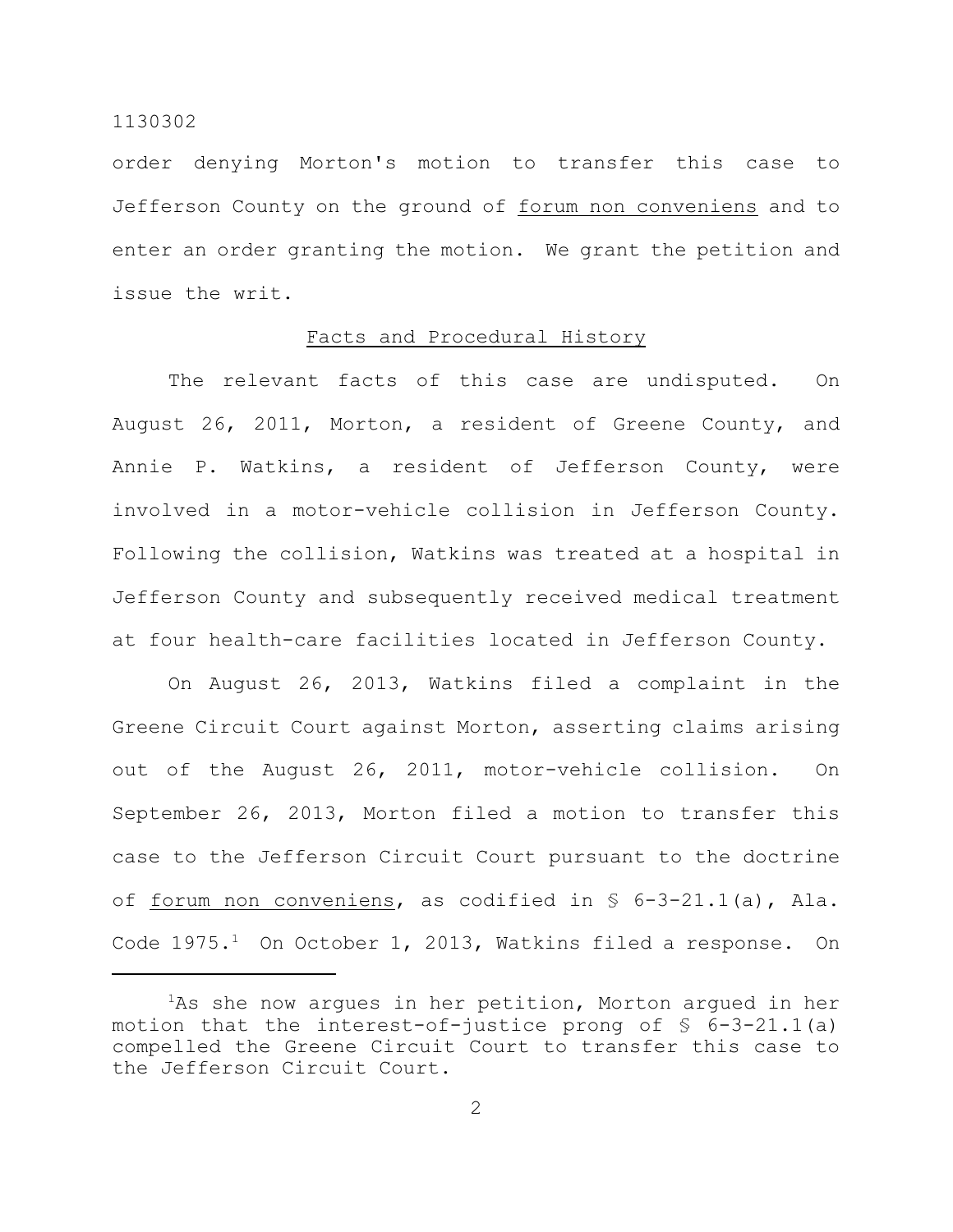order denying Morton's motion to transfer this case to Jefferson County on the ground of _forum non conveniens_ and to enter an order granting the motion. We grant the petition and issue the writ.

## Facts and Procedural History

The relevant facts of this case are undisputed. On August 26, 2011, Morton, a resident of Greene County, and Annie P. Watkins, a resident of Jefferson County, were involved in a motor-vehicle collision in Jefferson County. Following the collision, Watkins was treated at a hospital in Jefferson County and subsequently received medical treatment at four health-care facilities located in Jefferson County.

On August 26, 2013, Watkins filed a complaint in the Greene Circuit Court against Morton, asserting claims arising out of the August 26, 2011, motor-vehicle collision. On September 26, 2013, Morton filed a motion to transfer this case to the Jefferson Circuit Court pursuant to the doctrine of _forum non conveniens_, as codified in § 6-3-21.1(a), Ala. Code 1975.[1] On October 1, 2013, Watkins filed a response. On

[1]As she now argues in her petition, Morton argued in her motion that the interest-of-justice prong of § 6-3-21.1(a) compelled the Greene Circuit Court to transfer this case to the Jefferson Circuit Court.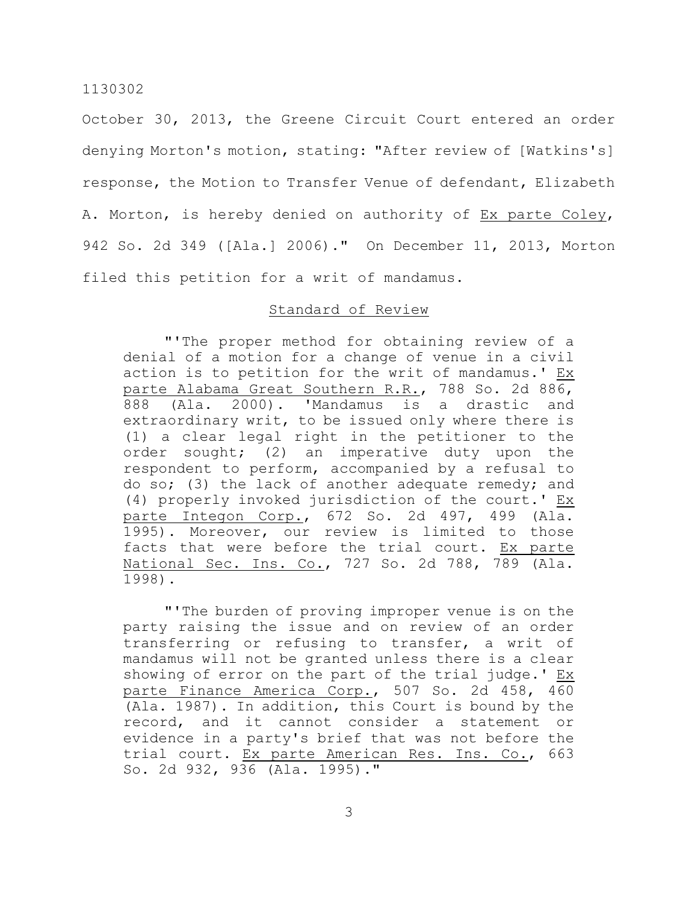October 30, 2013, the Greene Circuit Court entered an order denying Morton's motion, stating: "After review of [Watkins's] response, the Motion to Transfer Venue of defendant, Elizabeth A. Morton, is hereby denied on authority of Ex parte Coley, 942 So. 2d 349 ([Ala.] 2006)." On December 11, 2013, Morton filed this petition for a writ of mandamus.

## Standard of Review

> "'The proper method for obtaining review of a denial of a motion for a change of venue in a civil action is to petition for the writ of mandamus.' Ex parte Alabama Great Southern R.R., 788 So. 2d 886, 888 (Ala. 2000). 'Mandamus is a drastic and extraordinary writ, to be issued only where there is (1) a clear legal right in the petitioner to the order sought; (2) an imperative duty upon the respondent to perform, accompanied by a refusal to do so; (3) the lack of another adequate remedy; and (4) properly invoked jurisdiction of the court.' Ex parte Integon Corp., 672 So. 2d 497, 499 (Ala. 1995). Moreover, our review is limited to those facts that were before the trial court. Ex parte National Sec. Ins. Co., 727 So. 2d 788, 789 (Ala. 1998).
>
> "'The burden of proving improper venue is on the party raising the issue and on review of an order transferring or refusing to transfer, a writ of mandamus will not be granted unless there is a clear showing of error on the part of the trial judge.' Ex parte Finance America Corp., 507 So. 2d 458, 460 (Ala. 1987). In addition, this Court is bound by the record, and it cannot consider a statement or evidence in a party's brief that was not before the trial court. Ex parte American Res. Ins. Co., 663 So. 2d 932, 936 (Ala. 1995)."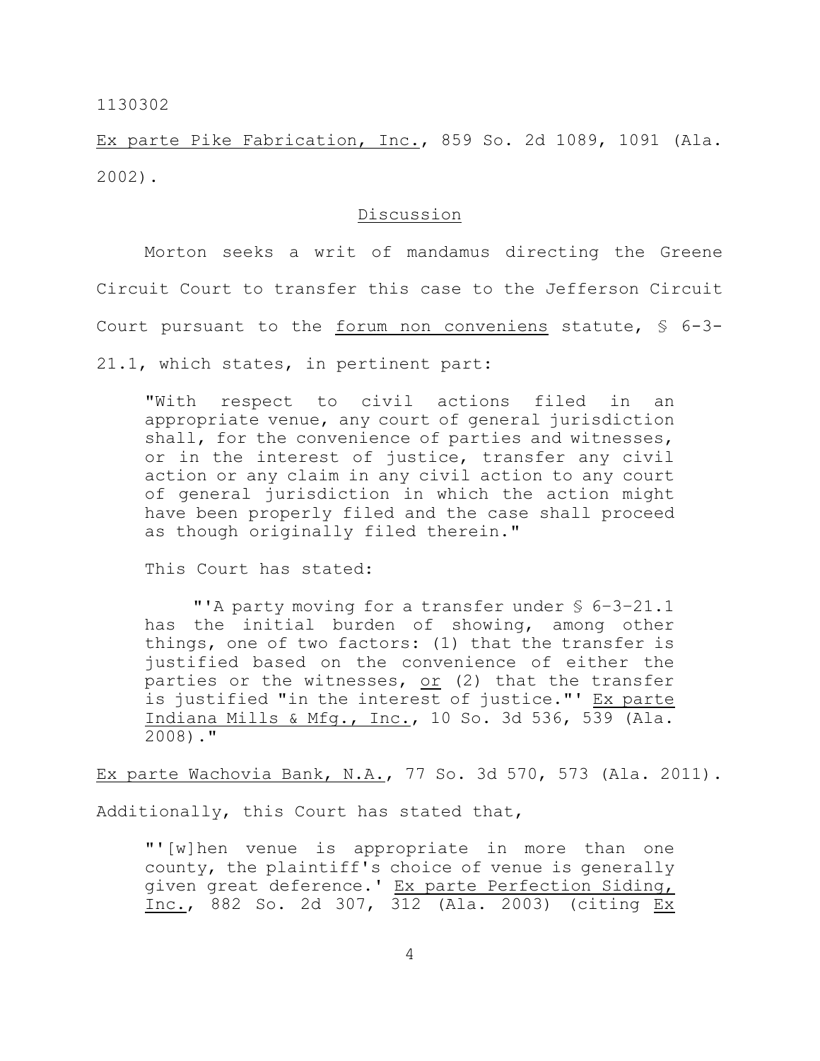Ex parte Pike Fabrication, Inc., 859 So. 2d 1089, 1091 (Ala. 2002).

## Discussion

Morton seeks a writ of mandamus directing the Greene Circuit Court to transfer this case to the Jefferson Circuit Court pursuant to the *forum non conveniens* statute, § 6-3-21.1, which states, in pertinent part:

> "With respect to civil actions filed in an appropriate venue, any court of general jurisdiction shall, for the convenience of parties and witnesses, or in the interest of justice, transfer any civil action or any claim in any civil action to any court of general jurisdiction in which the action might have been properly filed and the case shall proceed as though originally filed therein."

This Court has stated:

> "'A party moving for a transfer under § 6-3-21.1 has the initial burden of showing, among other things, one of two factors: (1) that the transfer is justified based on the convenience of either the parties or the witnesses, *or* (2) that the transfer is justified "in the interest of justice."' Ex parte Indiana Mills & Mfg., Inc., 10 So. 3d 536, 539 (Ala. 2008)."

Ex parte Wachovia Bank, N.A., 77 So. 3d 570, 573 (Ala. 2011).

Additionally, this Court has stated that,

> "'[w]hen venue is appropriate in more than one county, the plaintiff's choice of venue is generally given great deference.' Ex parte Perfection Siding, Inc., 882 So. 2d 307, 312 (Ala. 2003) (citing Ex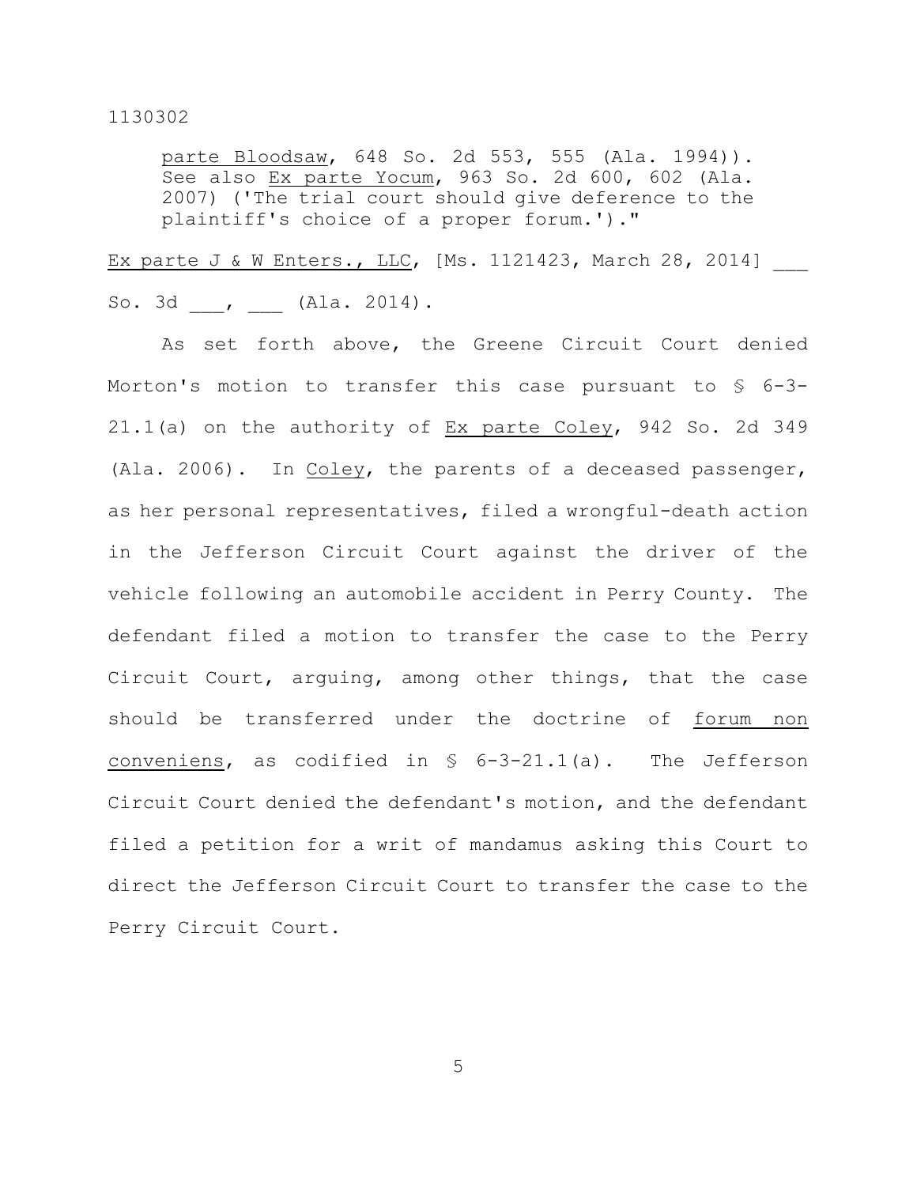> parte Bloodsaw, 648 So. 2d 553, 555 (Ala. 1994)). See also Ex parte Yocum, 963 So. 2d 600, 602 (Ala. 2007) ('The trial court should give deference to the plaintiff's choice of a proper forum.')."

Ex parte J & W Enters., LLC, [Ms. 1121423, March 28, 2014] ___ So. 3d ___, ___ (Ala. 2014).

As set forth above, the Greene Circuit Court denied Morton's motion to transfer this case pursuant to § 6-3-21.1(a) on the authority of Ex parte Coley, 942 So. 2d 349 (Ala. 2006). In Coley, the parents of a deceased passenger, as her personal representatives, filed a wrongful-death action in the Jefferson Circuit Court against the driver of the vehicle following an automobile accident in Perry County. The defendant filed a motion to transfer the case to the Perry Circuit Court, arguing, among other things, that the case should be transferred under the doctrine of forum non conveniens, as codified in § 6-3-21.1(a). The Jefferson Circuit Court denied the defendant's motion, and the defendant filed a petition for a writ of mandamus asking this Court to direct the Jefferson Circuit Court to transfer the case to the Perry Circuit Court.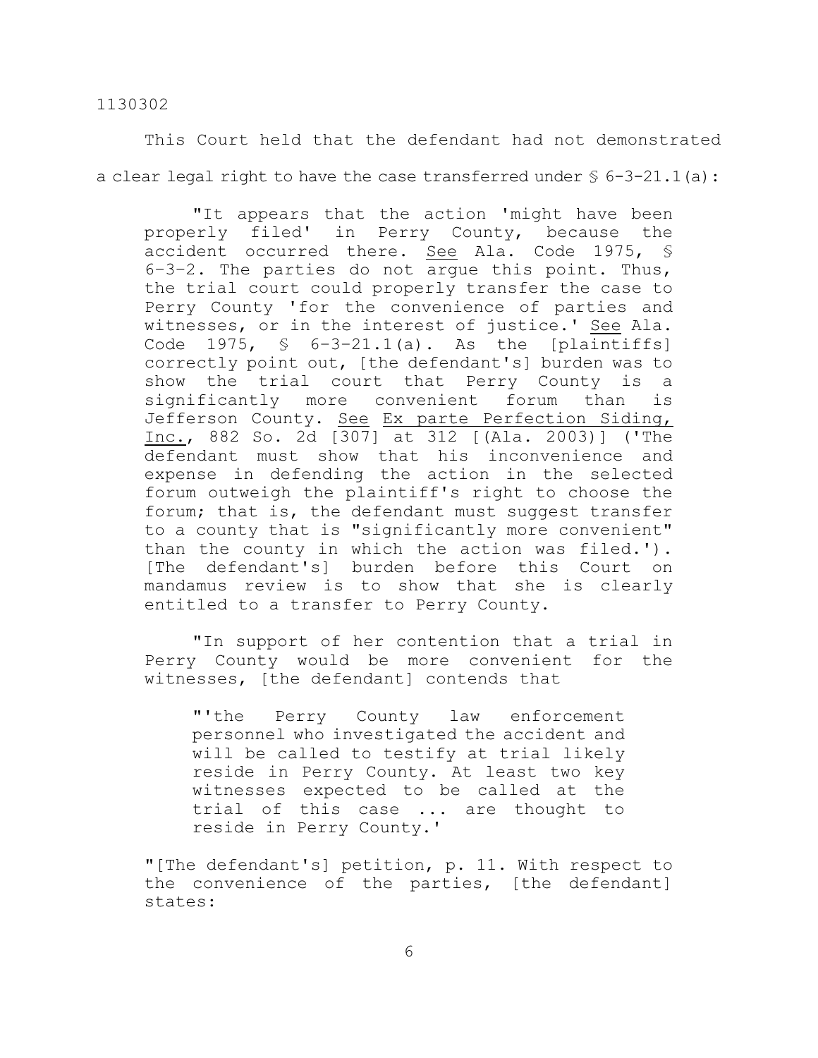This Court held that the defendant had not demonstrated a clear legal right to have the case transferred under § 6-3-21.1(a):

> "It appears that the action 'might have been properly filed' in Perry County, because the accident occurred there. See Ala. Code 1975, § 6-3-2. The parties do not argue this point. Thus, the trial court could properly transfer the case to Perry County 'for the convenience of parties and witnesses, or in the interest of justice.' See Ala. Code 1975, § 6-3-21.1(a). As the [plaintiffs] correctly point out, [the defendant's] burden was to show the trial court that Perry County is a significantly more convenient forum than is Jefferson County. See Ex parte Perfection Siding, Inc., 882 So. 2d [307] at 312 [(Ala. 2003)] ('The defendant must show that his inconvenience and expense in defending the action in the selected forum outweigh the plaintiff's right to choose the forum; that is, the defendant must suggest transfer to a county that is "significantly more convenient" than the county in which the action was filed.'). [The defendant's] burden before this Court on mandamus review is to show that she is clearly entitled to a transfer to Perry County.
>
> "In support of her contention that a trial in Perry County would be more convenient for the witnesses, [the defendant] contends that
>
> > "'the Perry County law enforcement personnel who investigated the accident and will be called to testify at trial likely reside in Perry County. At least two key witnesses expected to be called at the trial of this case ... are thought to reside in Perry County.'
>
> "[The defendant's] petition, p. 11. With respect to the convenience of the parties, [the defendant] states: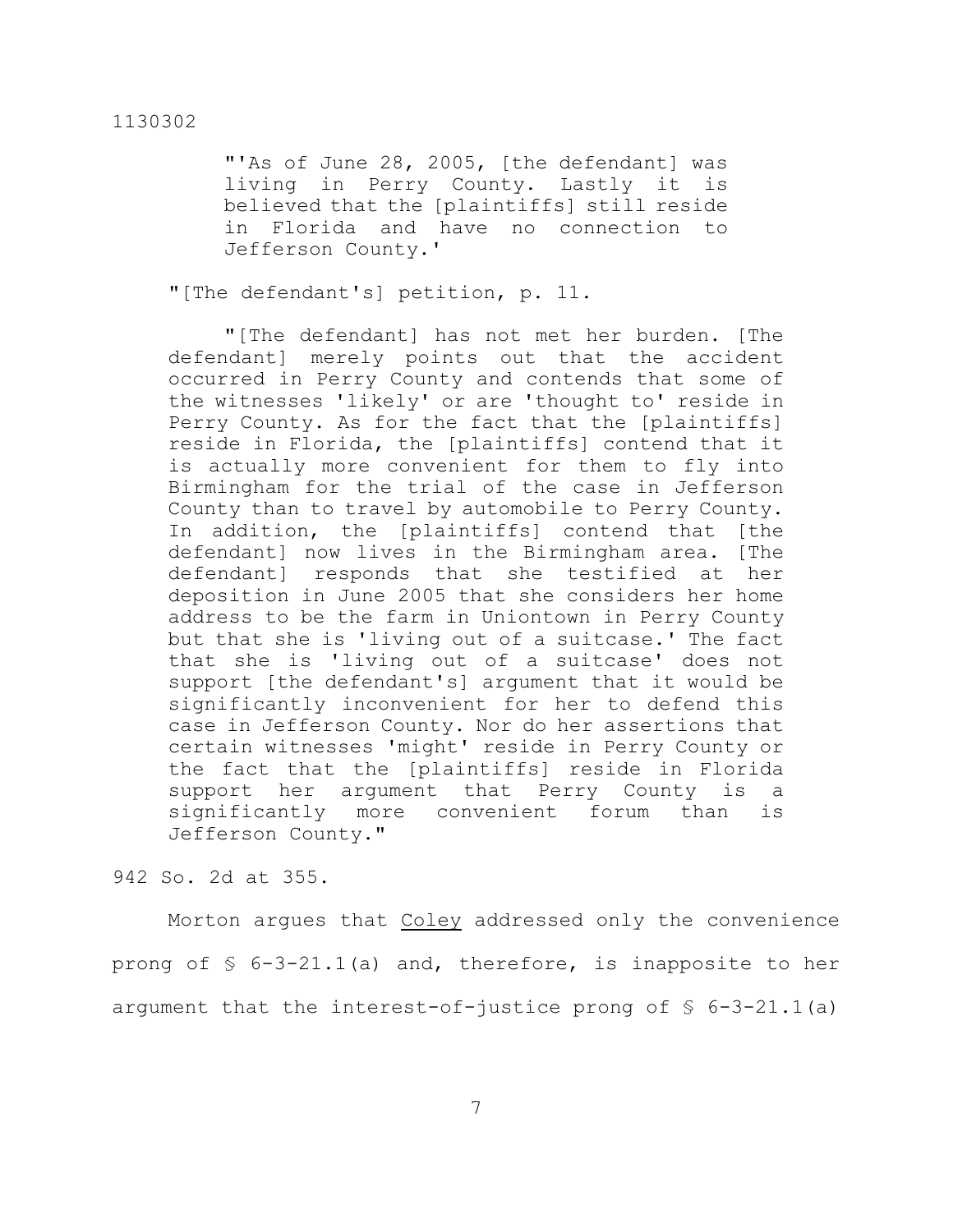> "'As of June 28, 2005, [the defendant] was living in Perry County. Lastly it is believed that the [plaintiffs] still reside in Florida and have no connection to Jefferson County.'
>
> "[The defendant's] petition, p. 11.
>
> "[The defendant] has not met her burden. [The defendant] merely points out that the accident occurred in Perry County and contends that some of the witnesses 'likely' or are 'thought to' reside in Perry County. As for the fact that the [plaintiffs] reside in Florida, the [plaintiffs] contend that it is actually more convenient for them to fly into Birmingham for the trial of the case in Jefferson County than to travel by automobile to Perry County. In addition, the [plaintiffs] contend that [the defendant] now lives in the Birmingham area. [The defendant] responds that she testified at her deposition in June 2005 that she considers her home address to be the farm in Uniontown in Perry County but that she is 'living out of a suitcase.' The fact that she is 'living out of a suitcase' does not support [the defendant's] argument that it would be significantly inconvenient for her to defend this case in Jefferson County. Nor do her assertions that certain witnesses 'might' reside in Perry County or the fact that the [plaintiffs] reside in Florida support her argument that Perry County is a significantly more convenient forum than is Jefferson County."

942 So. 2d at 355.

Morton argues that Coley addressed only the convenience prong of § 6-3-21.1(a) and, therefore, is inapposite to her argument that the interest-of-justice prong of § 6-3-21.1(a)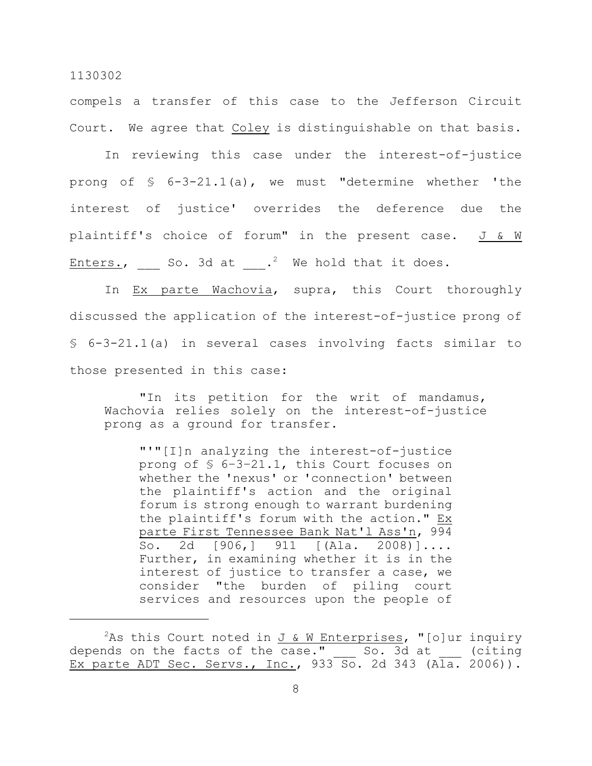compels a transfer of this case to the Jefferson Circuit Court. We agree that Coley is distinguishable on that basis.

In reviewing this case under the interest-of-justice prong of § 6-3-21.1(a), we must "determine whether 'the interest of justice' overrides the deference due the plaintiff's choice of forum" in the present case. J & W Enters., ___ So. 3d at ___.[2] We hold that it does.

In Ex parte Wachovia, supra, this Court thoroughly discussed the application of the interest-of-justice prong of § 6-3-21.1(a) in several cases involving facts similar to those presented in this case:

> "In its petition for the writ of mandamus, Wachovia relies solely on the interest-of-justice prong as a ground for transfer.
>
> > "'"[I]n analyzing the interest-of-justice prong of § 6–3–21.1, this Court focuses on whether the 'nexus' or 'connection' between the plaintiff's action and the original forum is strong enough to warrant burdening the plaintiff's forum with the action." Ex parte First Tennessee Bank Nat'l Ass'n, 994 So. 2d [906,] 911 [(Ala. 2008)].... Further, in examining whether it is in the interest of justice to transfer a case, we consider "the burden of piling court services and resources upon the people of

---

[2]As this Court noted in J & W Enterprises, "[o]ur inquiry depends on the facts of the case." ___ So. 3d at ___ (citing Ex parte ADT Sec. Servs., Inc., 933 So. 2d 343 (Ala. 2006)).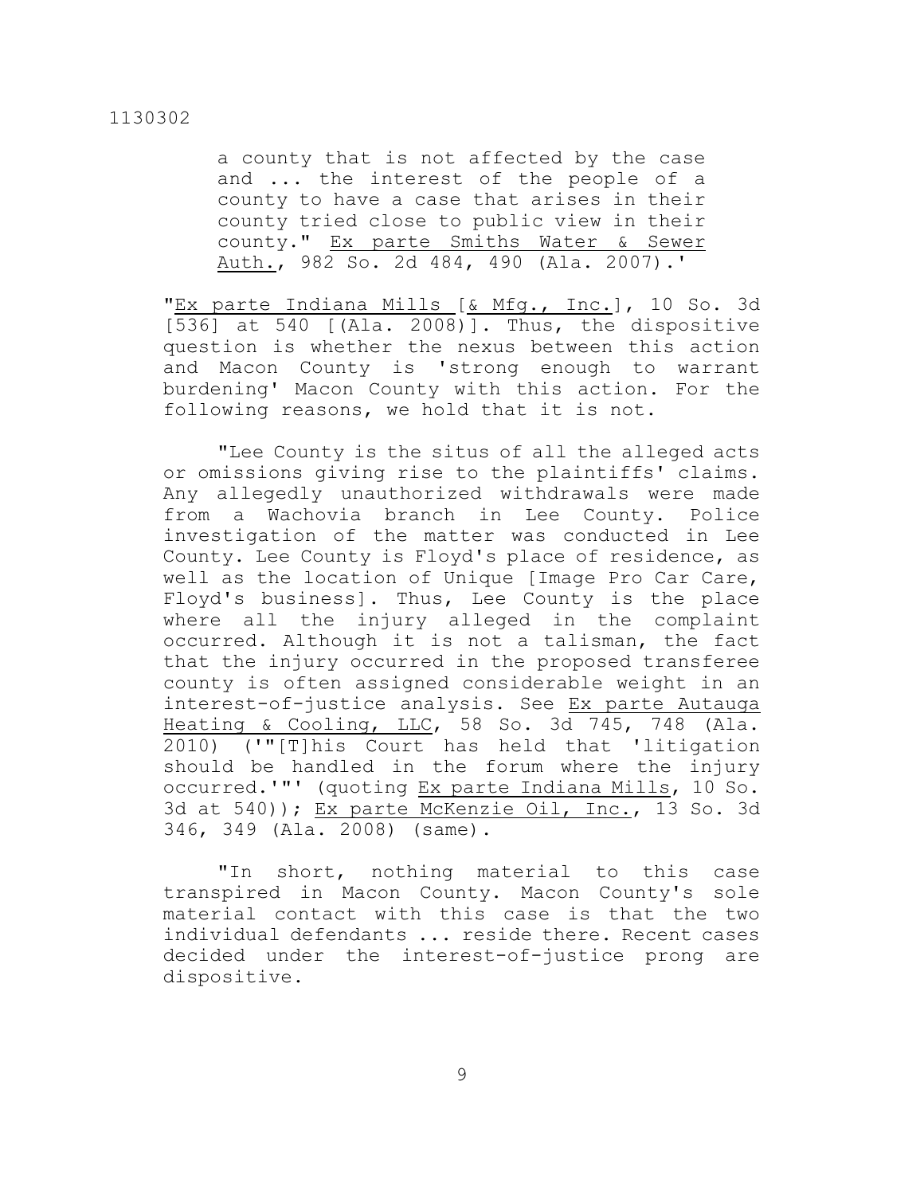a county that is not affected by the case and ... the interest of the people of a county to have a case that arises in their county tried close to public view in their county." Ex parte Smiths Water & Sewer Auth., 982 So. 2d 484, 490 (Ala. 2007).'

"Ex parte Indiana Mills [& Mfg., Inc.], 10 So. 3d [536] at 540 [(Ala. 2008)]. Thus, the dispositive question is whether the nexus between this action and Macon County is 'strong enough to warrant burdening' Macon County with this action. For the following reasons, we hold that it is not.

"Lee County is the situs of all the alleged acts or omissions giving rise to the plaintiffs' claims. Any allegedly unauthorized withdrawals were made from a Wachovia branch in Lee County. Police investigation of the matter was conducted in Lee County. Lee County is Floyd's place of residence, as well as the location of Unique [Image Pro Car Care, Floyd's business]. Thus, Lee County is the place where all the injury alleged in the complaint occurred. Although it is not a talisman, the fact that the injury occurred in the proposed transferee county is often assigned considerable weight in an interest-of-justice analysis. See Ex parte Autauga Heating & Cooling, LLC, 58 So. 3d 745, 748 (Ala. 2010) ('"[T]his Court has held that 'litigation should be handled in the forum where the injury occurred.'"' (quoting Ex parte Indiana Mills, 10 So. 3d at 540)); Ex parte McKenzie Oil, Inc., 13 So. 3d 346, 349 (Ala. 2008) (same).

"In short, nothing material to this case transpired in Macon County. Macon County's sole material contact with this case is that the two individual defendants ... reside there. Recent cases decided under the interest-of-justice prong are dispositive.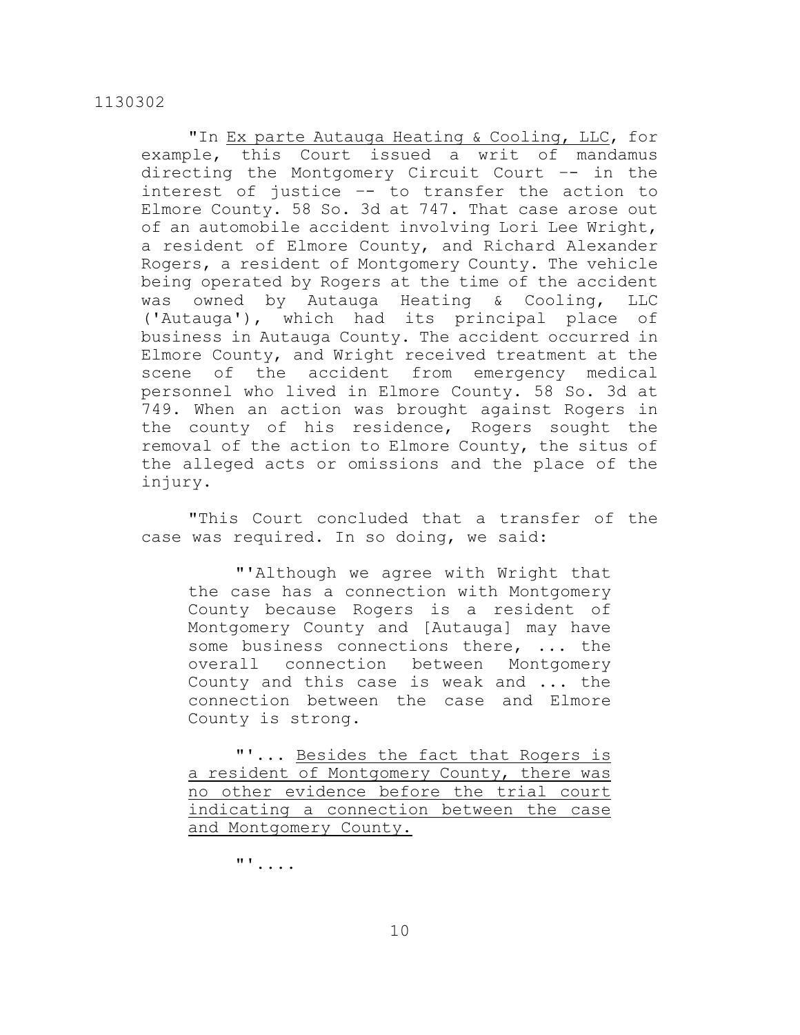"In *Ex parte Autauga Heating & Cooling, LLC*, for example, this Court issued a writ of mandamus directing the Montgomery Circuit Court -- in the interest of justice -- to transfer the action to Elmore County. 58 So. 3d at 747. That case arose out of an automobile accident involving Lori Lee Wright, a resident of Elmore County, and Richard Alexander Rogers, a resident of Montgomery County. The vehicle being operated by Rogers at the time of the accident was owned by Autauga Heating & Cooling, LLC ('Autauga'), which had its principal place of business in Autauga County. The accident occurred in Elmore County, and Wright received treatment at the scene of the accident from emergency medical personnel who lived in Elmore County. 58 So. 3d at 749. When an action was brought against Rogers in the county of his residence, Rogers sought the removal of the action to Elmore County, the situs of the alleged acts or omissions and the place of the injury.

"This Court concluded that a transfer of the case was required. In so doing, we said:

> "'Although we agree with Wright that the case has a connection with Montgomery County because Rogers is a resident of Montgomery County and [Autauga] may have some business connections there, ... the overall connection between Montgomery County and this case is weak and ... the connection between the case and Elmore County is strong.
>
> "'... <u>Besides the fact that Rogers is a resident of Montgomery County, there was no other evidence before the trial court indicating a connection between the case and Montgomery County.</u>
>
> "'....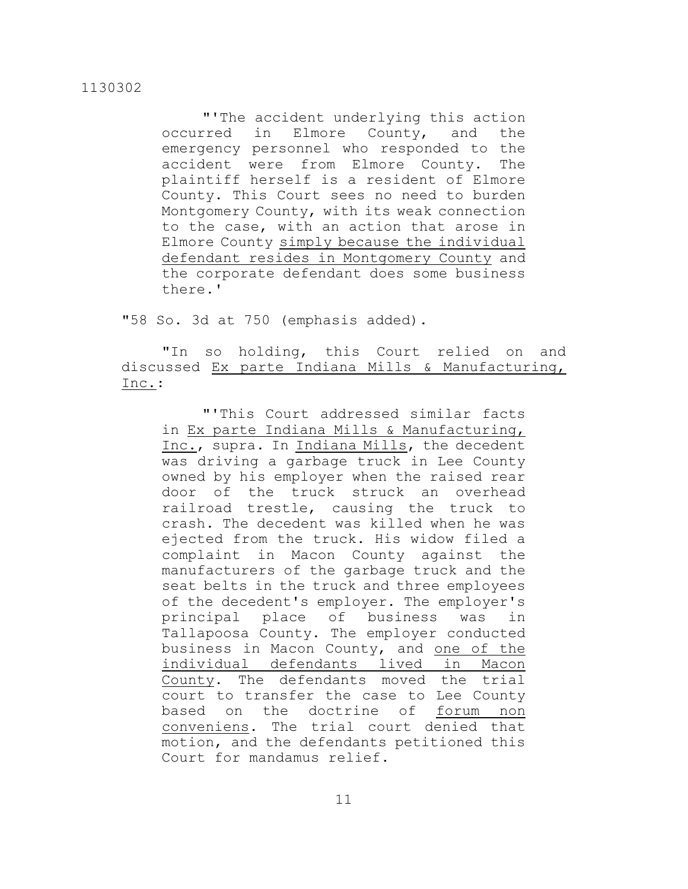"'The accident underlying this action occurred in Elmore County, and the emergency personnel who responded to the accident were from Elmore County. The plaintiff herself is a resident of Elmore County. This Court sees no need to burden Montgomery County, with its weak connection to the case, with an action that arose in Elmore County _simply because the individual defendant resides in Montgomery County_ and the corporate defendant does some business there.'

"58 So. 3d at 750 (emphasis added).

"In so holding, this Court relied on and discussed _Ex parte Indiana Mills & Manufacturing, Inc._:

> "'This Court addressed similar facts in _Ex parte Indiana Mills & Manufacturing, Inc._, supra. In _Indiana Mills_, the decedent was driving a garbage truck in Lee County owned by his employer when the raised rear door of the truck struck an overhead railroad trestle, causing the truck to crash. The decedent was killed when he was ejected from the truck. His widow filed a complaint in Macon County against the manufacturers of the garbage truck and the seat belts in the truck and three employees of the decedent's employer. The employer's principal place of business was in Tallapoosa County. The employer conducted business in Macon County, and _one of the individual defendants lived in Macon County_. The defendants moved the trial court to transfer the case to Lee County based on the doctrine of _forum non conveniens_. The trial court denied that motion, and the defendants petitioned this Court for mandamus relief.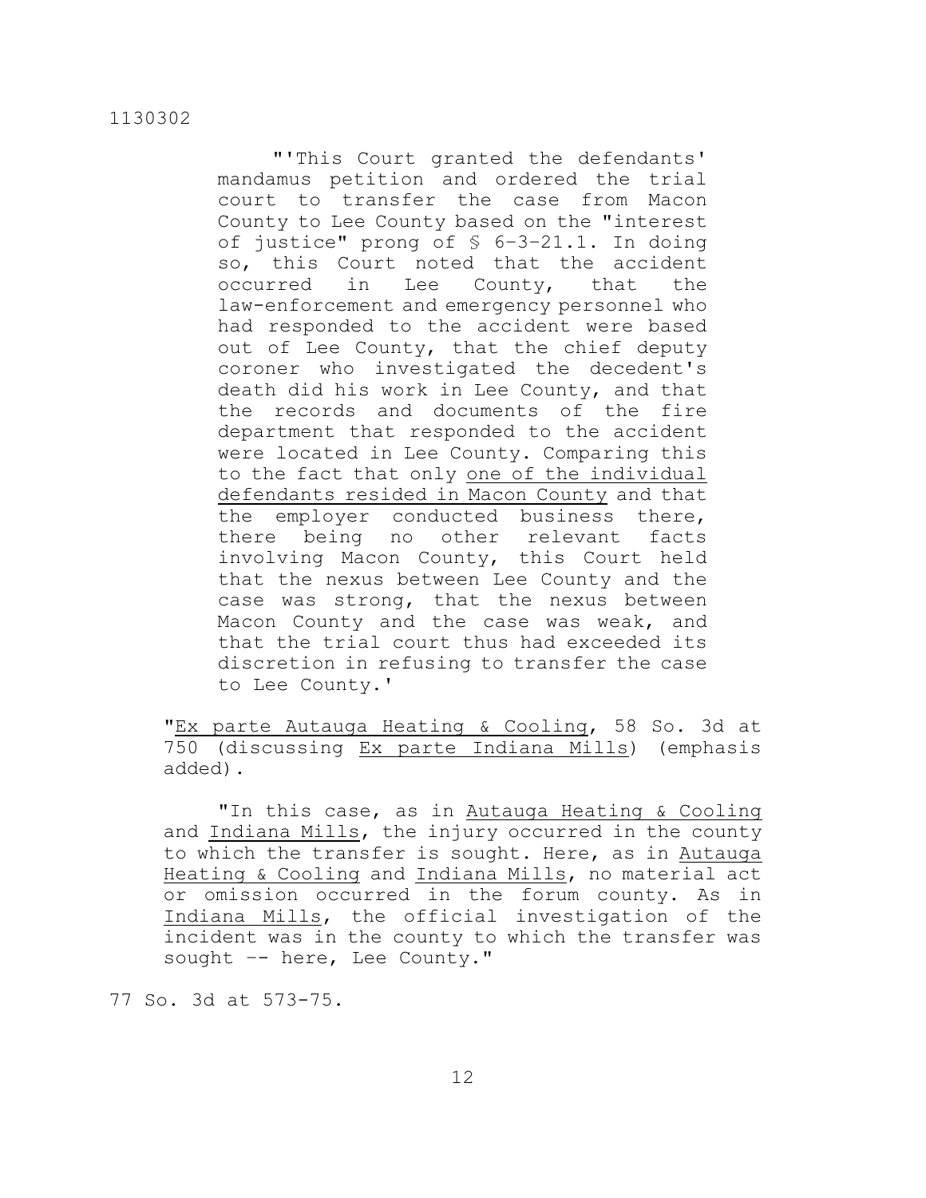"'This Court granted the defendants' mandamus petition and ordered the trial court to transfer the case from Macon County to Lee County based on the "interest of justice" prong of § 6-3-21.1. In doing so, this Court noted that the accident occurred in Lee County, that the law-enforcement and emergency personnel who had responded to the accident were based out of Lee County, that the chief deputy coroner who investigated the decedent's death did his work in Lee County, and that the records and documents of the fire department that responded to the accident were located in Lee County. Comparing this to the fact that only <u>one of the individual defendants resided in Macon County</u> and that the employer conducted business there, there being no other relevant facts involving Macon County, this Court held that the nexus between Lee County and the case was strong, that the nexus between Macon County and the case was weak, and that the trial court thus had exceeded its discretion in refusing to transfer the case to Lee County.'

"<u>Ex parte Autauga Heating & Cooling</u>, 58 So. 3d at 750 (discussing <u>Ex parte Indiana Mills</u>) (emphasis added).

"In this case, as in <u>Autauga Heating & Cooling</u> and <u>Indiana Mills</u>, the injury occurred in the county to which the transfer is sought. Here, as in <u>Autauga Heating & Cooling</u> and <u>Indiana Mills</u>, no material act or omission occurred in the forum county. As in <u>Indiana Mills</u>, the official investigation of the incident was in the county to which the transfer was sought -- here, Lee County."

77 So. 3d at 573-75.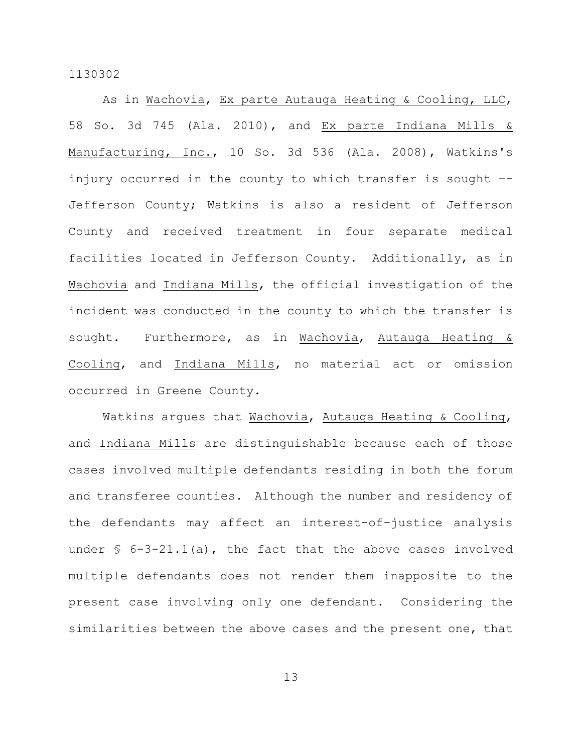As in Wachovia, Ex parte Autauga Heating & Cooling, LLC, 58 So. 3d 745 (Ala. 2010), and Ex parte Indiana Mills & Manufacturing, Inc., 10 So. 3d 536 (Ala. 2008), Watkins's injury occurred in the county to which transfer is sought -- Jefferson County; Watkins is also a resident of Jefferson County and received treatment in four separate medical facilities located in Jefferson County. Additionally, as in Wachovia and Indiana Mills, the official investigation of the incident was conducted in the county to which the transfer is sought. Furthermore, as in Wachovia, Autauga Heating & Cooling, and Indiana Mills, no material act or omission occurred in Greene County.

Watkins argues that Wachovia, Autauga Heating & Cooling, and Indiana Mills are distinguishable because each of those cases involved multiple defendants residing in both the forum and transferee counties. Although the number and residency of the defendants may affect an interest-of-justice analysis under § 6-3-21.1(a), the fact that the above cases involved multiple defendants does not render them inapposite to the present case involving only one defendant. Considering the similarities between the above cases and the present one, that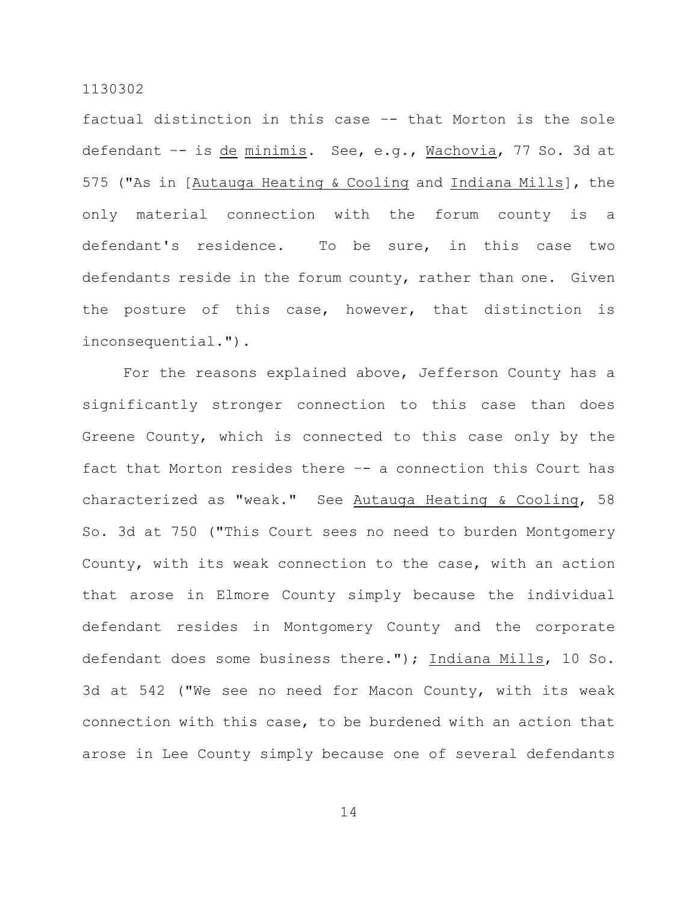factual distinction in this case –- that Morton is the sole defendant –- is _de minimis_. See, e.g., _Wachovia_, 77 So. 3d at 575 ("As in [_Autauga Heating & Cooling_ and _Indiana Mills_], the only material connection with the forum county is a defendant's residence. To be sure, in this case two defendants reside in the forum county, rather than one. Given the posture of this case, however, that distinction is inconsequential.").

For the reasons explained above, Jefferson County has a significantly stronger connection to this case than does Greene County, which is connected to this case only by the fact that Morton resides there –- a connection this Court has characterized as "weak." See _Autauga Heating & Cooling_, 58 So. 3d at 750 ("This Court sees no need to burden Montgomery County, with its weak connection to the case, with an action that arose in Elmore County simply because the individual defendant resides in Montgomery County and the corporate defendant does some business there."); _Indiana Mills_, 10 So. 3d at 542 ("We see no need for Macon County, with its weak connection with this case, to be burdened with an action that arose in Lee County simply because one of several defendants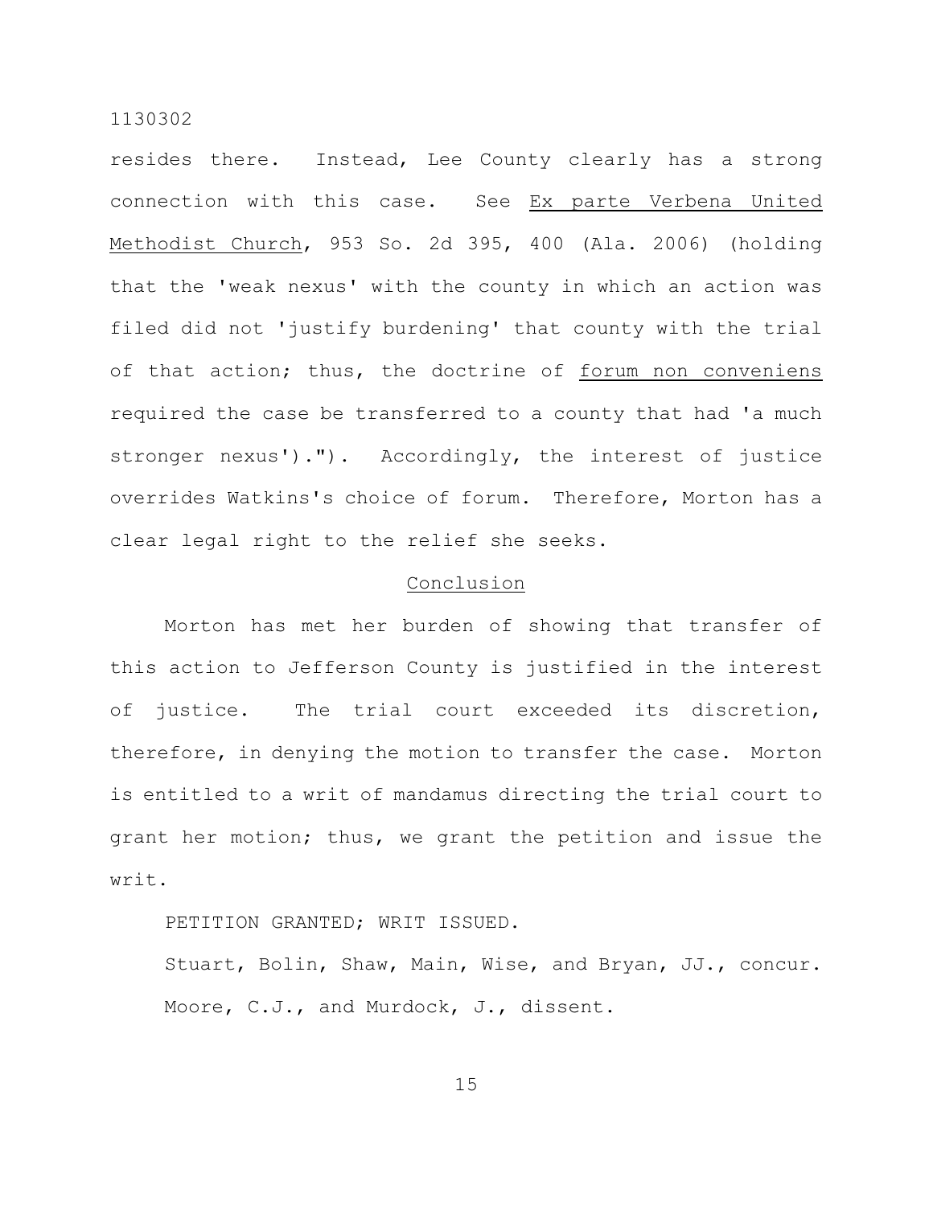resides there. Instead, Lee County clearly has a strong connection with this case. See _Ex parte Verbena United Methodist Church_, 953 So. 2d 395, 400 (Ala. 2006) (holding that the 'weak nexus' with the county in which an action was filed did not 'justify burdening' that county with the trial of that action; thus, the doctrine of _forum non conveniens_ required the case be transferred to a county that had 'a much stronger nexus')."). Accordingly, the interest of justice overrides Watkins's choice of forum. Therefore, Morton has a clear legal right to the relief she seeks.

## Conclusion

Morton has met her burden of showing that transfer of this action to Jefferson County is justified in the interest of justice. The trial court exceeded its discretion, therefore, in denying the motion to transfer the case. Morton is entitled to a writ of mandamus directing the trial court to grant her motion; thus, we grant the petition and issue the writ.

PETITION GRANTED; WRIT ISSUED.

Stuart, Bolin, Shaw, Main, Wise, and Bryan, JJ., concur.

Moore, C.J., and Murdock, J., dissent.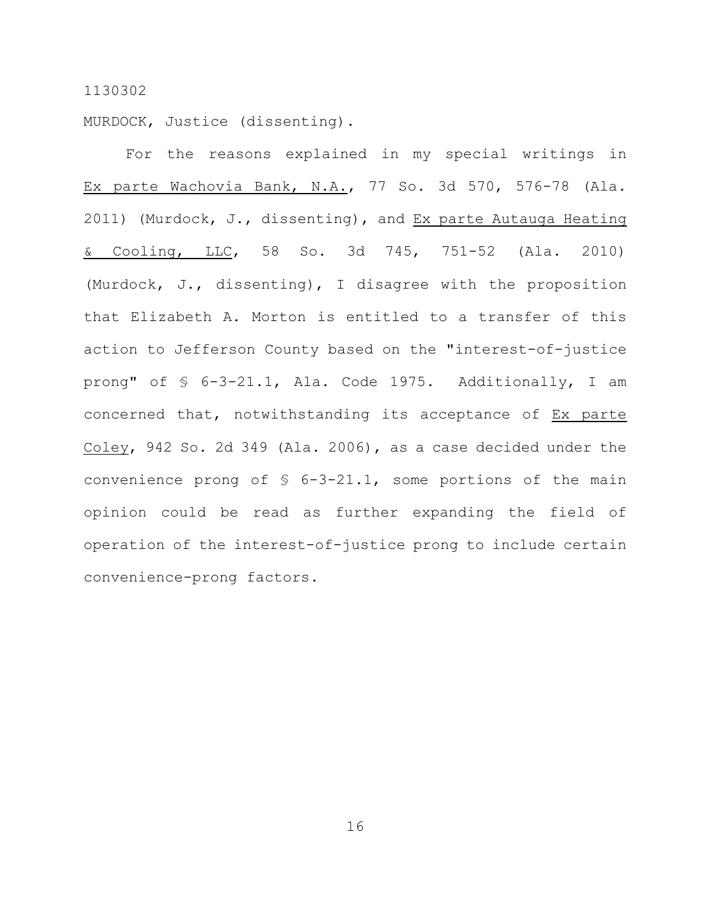MURDOCK, Justice (dissenting).

For the reasons explained in my special writings in Ex parte Wachovia Bank, N.A., 77 So. 3d 570, 576-78 (Ala. 2011) (Murdock, J., dissenting), and Ex parte Autauga Heating & Cooling, LLC, 58 So. 3d 745, 751-52 (Ala. 2010) (Murdock, J., dissenting), I disagree with the proposition that Elizabeth A. Morton is entitled to a transfer of this action to Jefferson County based on the "interest-of-justice prong" of § 6-3-21.1, Ala. Code 1975. Additionally, I am concerned that, notwithstanding its acceptance of Ex parte Coley, 942 So. 2d 349 (Ala. 2006), as a case decided under the convenience prong of § 6-3-21.1, some portions of the main opinion could be read as further expanding the field of operation of the interest-of-justice prong to include certain convenience-prong factors.